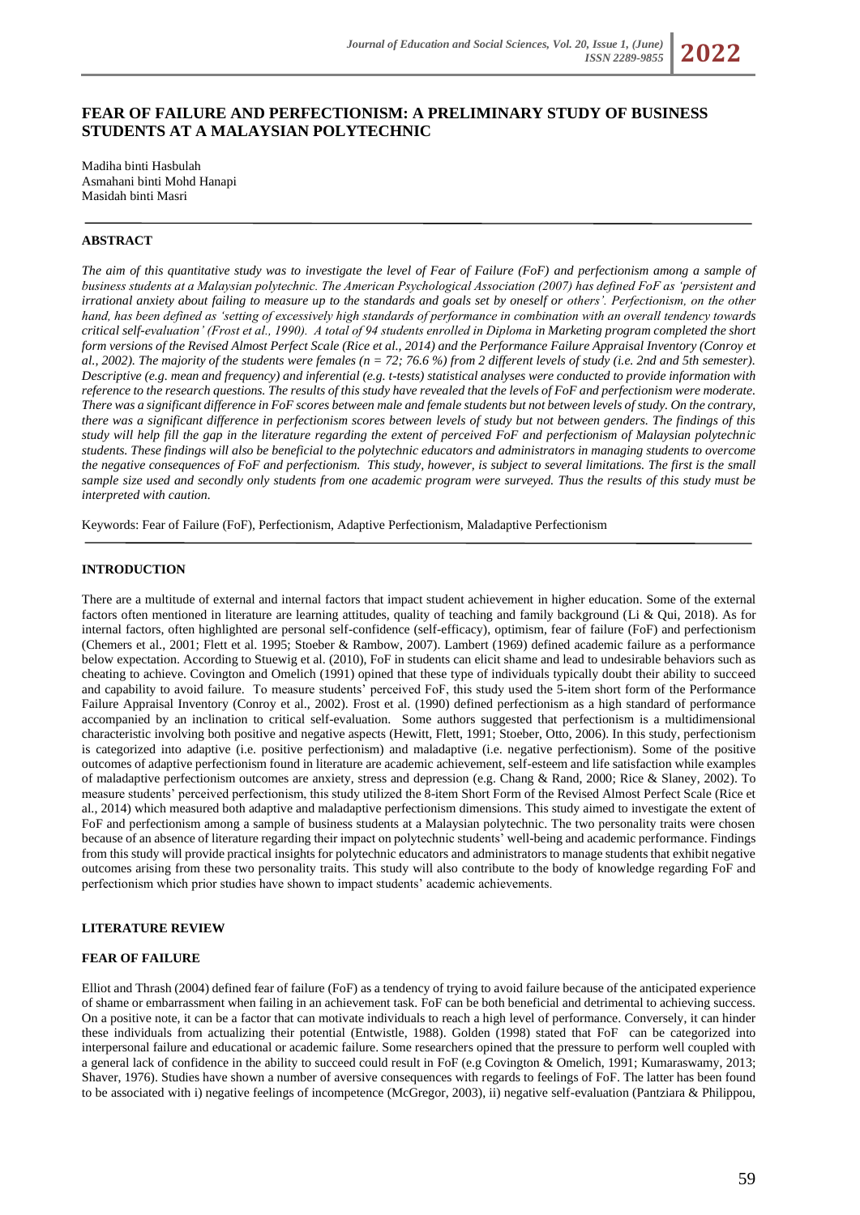# FEAR OF FAILURE AND PERFECTIONISM: A PRELIMINARY STUDY OF BUSINESS STUDENTS AT A MALAYSIAN POLYTECHNIC

Madiha binti Hasbulah
Asmahani binti Mohd Hanapi
Masidah binti Masri

## ABSTRACT

*The aim of this quantitative study was to investigate the level of Fear of Failure (FoF) and perfectionism among a sample of business students at a Malaysian polytechnic. The American Psychological Association (2007) has defined FoF as 'persistent and irrational anxiety about failing to measure up to the standards and goals set by oneself or others'. Perfectionism, on the other hand, has been defined as 'setting of excessively high standards of performance in combination with an overall tendency towards critical self-evaluation' (Frost et al., 1990). A total of 94 students enrolled in Diploma in Marketing program completed the short form versions of the Revised Almost Perfect Scale (Rice et al., 2014) and the Performance Failure Appraisal Inventory (Conroy et al., 2002). The majority of the students were females (n = 72; 76.6 %) from 2 different levels of study (i.e. 2nd and 5th semester). Descriptive (e.g. mean and frequency) and inferential (e.g. t-tests) statistical analyses were conducted to provide information with reference to the research questions. The results of this study have revealed that the levels of FoF and perfectionism were moderate. There was a significant difference in FoF scores between male and female students but not between levels of study. On the contrary, there was a significant difference in perfectionism scores between levels of study but not between genders. The findings of this study will help fill the gap in the literature regarding the extent of perceived FoF and perfectionism of Malaysian polytechnic students. These findings will also be beneficial to the polytechnic educators and administrators in managing students to overcome the negative consequences of FoF and perfectionism. This study, however, is subject to several limitations. The first is the small sample size used and secondly only students from one academic program were surveyed. Thus the results of this study must be interpreted with caution.*

Keywords: Fear of Failure (FoF), Perfectionism, Adaptive Perfectionism, Maladaptive Perfectionism

## INTRODUCTION

There are a multitude of external and internal factors that impact student achievement in higher education. Some of the external factors often mentioned in literature are learning attitudes, quality of teaching and family background (Li & Qui, 2018). As for internal factors, often highlighted are personal self-confidence (self-efficacy), optimism, fear of failure (FoF) and perfectionism (Chemers et al., 2001; Flett et al. 1995; Stoeber & Rambow, 2007). Lambert (1969) defined academic failure as a performance below expectation. According to Stuewig et al. (2010), FoF in students can elicit shame and lead to undesirable behaviors such as cheating to achieve. Covington and Omelich (1991) opined that these type of individuals typically doubt their ability to succeed and capability to avoid failure. To measure students' perceived FoF, this study used the 5-item short form of the Performance Failure Appraisal Inventory (Conroy et al., 2002). Frost et al. (1990) defined perfectionism as a high standard of performance accompanied by an inclination to critical self-evaluation. Some authors suggested that perfectionism is a multidimensional characteristic involving both positive and negative aspects (Hewitt, Flett, 1991; Stoeber, Otto, 2006). In this study, perfectionism is categorized into adaptive (i.e. positive perfectionism) and maladaptive (i.e. negative perfectionism). Some of the positive outcomes of adaptive perfectionism found in literature are academic achievement, self-esteem and life satisfaction while examples of maladaptive perfectionism outcomes are anxiety, stress and depression (e.g. Chang & Rand, 2000; Rice & Slaney, 2002). To measure students' perceived perfectionism, this study utilized the 8-item Short Form of the Revised Almost Perfect Scale (Rice et al., 2014) which measured both adaptive and maladaptive perfectionism dimensions. This study aimed to investigate the extent of FoF and perfectionism among a sample of business students at a Malaysian polytechnic. The two personality traits were chosen because of an absence of literature regarding their impact on polytechnic students' well-being and academic performance. Findings from this study will provide practical insights for polytechnic educators and administrators to manage students that exhibit negative outcomes arising from these two personality traits. This study will also contribute to the body of knowledge regarding FoF and perfectionism which prior studies have shown to impact students' academic achievements.

## LITERATURE REVIEW

### FEAR OF FAILURE

Elliot and Thrash (2004) defined fear of failure (FoF) as a tendency of trying to avoid failure because of the anticipated experience of shame or embarrassment when failing in an achievement task. FoF can be both beneficial and detrimental to achieving success. On a positive note, it can be a factor that can motivate individuals to reach a high level of performance. Conversely, it can hinder these individuals from actualizing their potential (Entwistle, 1988). Golden (1998) stated that FoF can be categorized into interpersonal failure and educational or academic failure. Some researchers opined that the pressure to perform well coupled with a general lack of confidence in the ability to succeed could result in FoF (e.g Covington & Omelich, 1991; Kumaraswamy, 2013; Shaver, 1976). Studies have shown a number of aversive consequences with regards to feelings of FoF. The latter has been found to be associated with i) negative feelings of incompetence (McGregor, 2003), ii) negative self-evaluation (Pantziara & Philippou,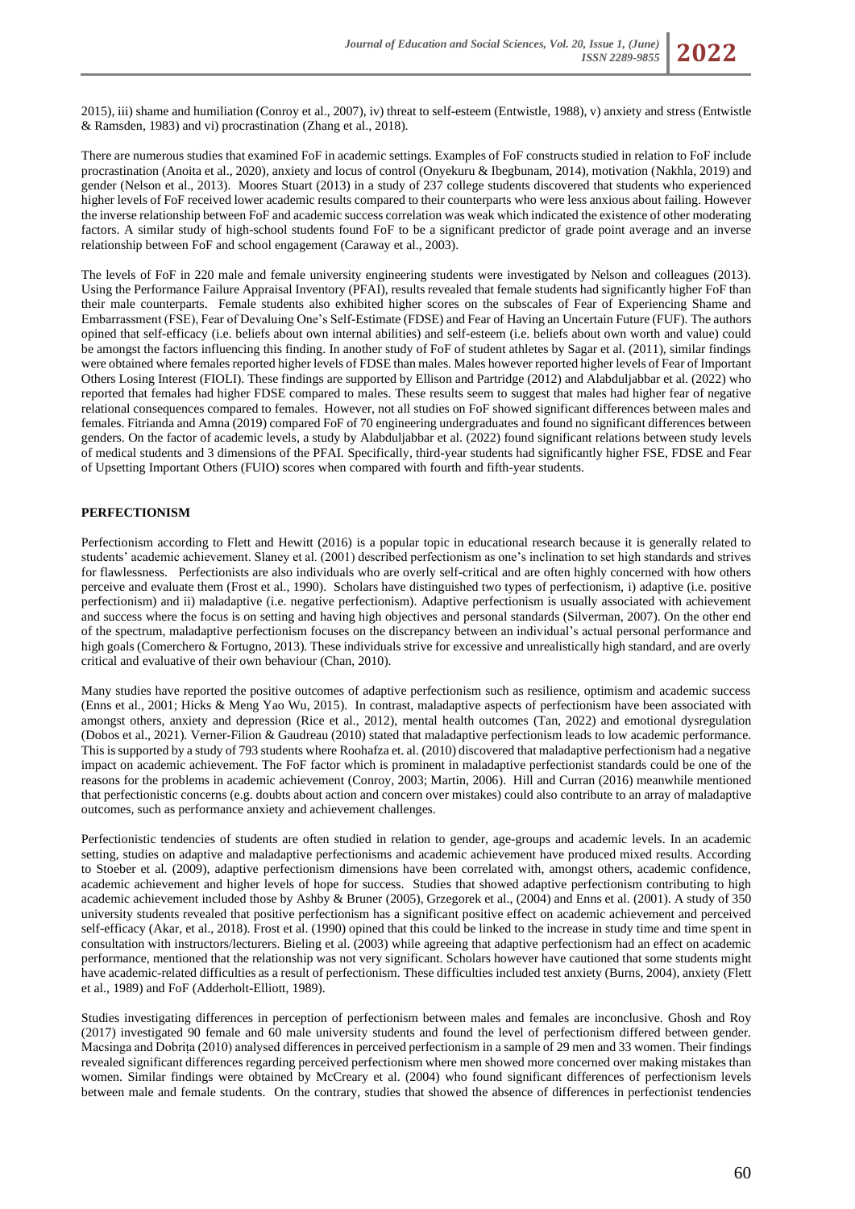2015), iii) shame and humiliation (Conroy et al., 2007), iv) threat to self-esteem (Entwistle, 1988), v) anxiety and stress (Entwistle & Ramsden, 1983) and vi) procrastination (Zhang et al., 2018).

There are numerous studies that examined FoF in academic settings. Examples of FoF constructs studied in relation to FoF include procrastination (Anoita et al., 2020), anxiety and locus of control (Onyekuru & Ibegbunam, 2014), motivation (Nakhla, 2019) and gender (Nelson et al., 2013). Moores Stuart (2013) in a study of 237 college students discovered that students who experienced higher levels of FoF received lower academic results compared to their counterparts who were less anxious about failing. However the inverse relationship between FoF and academic success correlation was weak which indicated the existence of other moderating factors. A similar study of high-school students found FoF to be a significant predictor of grade point average and an inverse relationship between FoF and school engagement (Caraway et al., 2003).

The levels of FoF in 220 male and female university engineering students were investigated by Nelson and colleagues (2013). Using the Performance Failure Appraisal Inventory (PFAI), results revealed that female students had significantly higher FoF than their male counterparts. Female students also exhibited higher scores on the subscales of Fear of Experiencing Shame and Embarrassment (FSE), Fear of Devaluing One's Self-Estimate (FDSE) and Fear of Having an Uncertain Future (FUF). The authors opined that self-efficacy (i.e. beliefs about own internal abilities) and self-esteem (i.e. beliefs about own worth and value) could be amongst the factors influencing this finding. In another study of FoF of student athletes by Sagar et al. (2011), similar findings were obtained where females reported higher levels of FDSE than males. Males however reported higher levels of Fear of Important Others Losing Interest (FIOLI). These findings are supported by Ellison and Partridge (2012) and Alabduljabbar et al. (2022) who reported that females had higher FDSE compared to males. These results seem to suggest that males had higher fear of negative relational consequences compared to females. However, not all studies on FoF showed significant differences between males and females. Fitrianda and Amna (2019) compared FoF of 70 engineering undergraduates and found no significant differences between genders. On the factor of academic levels, a study by Alabduljabbar et al. (2022) found significant relations between study levels of medical students and 3 dimensions of the PFAI. Specifically, third-year students had significantly higher FSE, FDSE and Fear of Upsetting Important Others (FUIO) scores when compared with fourth and fifth-year students.

## PERFECTIONISM

Perfectionism according to Flett and Hewitt (2016) is a popular topic in educational research because it is generally related to students' academic achievement. Slaney et al. (2001) described perfectionism as one's inclination to set high standards and strives for flawlessness. Perfectionists are also individuals who are overly self-critical and are often highly concerned with how others perceive and evaluate them (Frost et al., 1990). Scholars have distinguished two types of perfectionism, i) adaptive (i.e. positive perfectionism) and ii) maladaptive (i.e. negative perfectionism). Adaptive perfectionism is usually associated with achievement and success where the focus is on setting and having high objectives and personal standards (Silverman, 2007). On the other end of the spectrum, maladaptive perfectionism focuses on the discrepancy between an individual's actual personal performance and high goals (Comerchero & Fortugno, 2013). These individuals strive for excessive and unrealistically high standard, and are overly critical and evaluative of their own behaviour (Chan, 2010).

Many studies have reported the positive outcomes of adaptive perfectionism such as resilience, optimism and academic success (Enns et al., 2001; Hicks & Meng Yao Wu, 2015). In contrast, maladaptive aspects of perfectionism have been associated with amongst others, anxiety and depression (Rice et al., 2012), mental health outcomes (Tan, 2022) and emotional dysregulation (Dobos et al., 2021). Verner-Filion & Gaudreau (2010) stated that maladaptive perfectionism leads to low academic performance. This is supported by a study of 793 students where Roohafza et. al. (2010) discovered that maladaptive perfectionism had a negative impact on academic achievement. The FoF factor which is prominent in maladaptive perfectionist standards could be one of the reasons for the problems in academic achievement (Conroy, 2003; Martin, 2006). Hill and Curran (2016) meanwhile mentioned that perfectionistic concerns (e.g. doubts about action and concern over mistakes) could also contribute to an array of maladaptive outcomes, such as performance anxiety and achievement challenges.

Perfectionistic tendencies of students are often studied in relation to gender, age-groups and academic levels. In an academic setting, studies on adaptive and maladaptive perfectionisms and academic achievement have produced mixed results. According to Stoeber et al. (2009), adaptive perfectionism dimensions have been correlated with, amongst others, academic confidence, academic achievement and higher levels of hope for success. Studies that showed adaptive perfectionism contributing to high academic achievement included those by Ashby & Bruner (2005), Grzegorek et al., (2004) and Enns et al. (2001). A study of 350 university students revealed that positive perfectionism has a significant positive effect on academic achievement and perceived self-efficacy (Akar, et al., 2018). Frost et al. (1990) opined that this could be linked to the increase in study time and time spent in consultation with instructors/lecturers. Bieling et al. (2003) while agreeing that adaptive perfectionism had an effect on academic performance, mentioned that the relationship was not very significant. Scholars however have cautioned that some students might have academic-related difficulties as a result of perfectionism. These difficulties included test anxiety (Burns, 2004), anxiety (Flett et al., 1989) and FoF (Adderholt-Elliott, 1989).

Studies investigating differences in perception of perfectionism between males and females are inconclusive. Ghosh and Roy (2017) investigated 90 female and 60 male university students and found the level of perfectionism differed between gender. Macsinga and Dobrița (2010) analysed differences in perceived perfectionism in a sample of 29 men and 33 women. Their findings revealed significant differences regarding perceived perfectionism where men showed more concerned over making mistakes than women. Similar findings were obtained by McCreary et al. (2004) who found significant differences of perfectionism levels between male and female students. On the contrary, studies that showed the absence of differences in perfectionist tendencies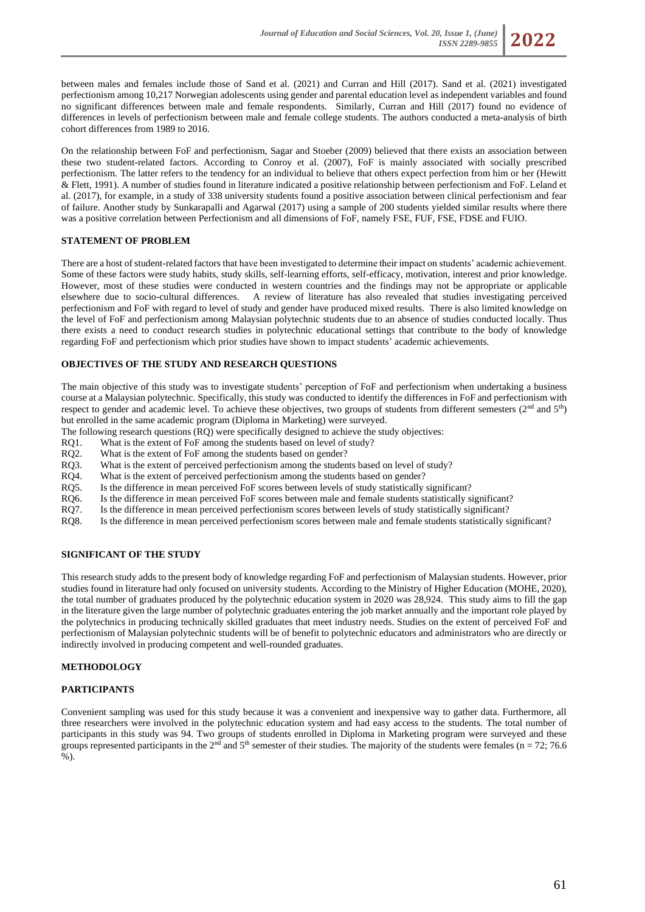between males and females include those of Sand et al. (2021) and Curran and Hill (2017). Sand et al. (2021) investigated perfectionism among 10,217 Norwegian adolescents using gender and parental education level as independent variables and found no significant differences between male and female respondents. Similarly, Curran and Hill (2017) found no evidence of differences in levels of perfectionism between male and female college students. The authors conducted a meta-analysis of birth cohort differences from 1989 to 2016.

On the relationship between FoF and perfectionism, Sagar and Stoeber (2009) believed that there exists an association between these two student-related factors. According to Conroy et al. (2007), FoF is mainly associated with socially prescribed perfectionism. The latter refers to the tendency for an individual to believe that others expect perfection from him or her (Hewitt & Flett, 1991). A number of studies found in literature indicated a positive relationship between perfectionism and FoF. Leland et al. (2017), for example, in a study of 338 university students found a positive association between clinical perfectionism and fear of failure. Another study by Sunkarapalli and Agarwal (2017) using a sample of 200 students yielded similar results where there was a positive correlation between Perfectionism and all dimensions of FoF, namely FSE, FUF, FSE, FDSE and FUIO.

## STATEMENT OF PROBLEM

There are a host of student-related factors that have been investigated to determine their impact on students' academic achievement. Some of these factors were study habits, study skills, self-learning efforts, self-efficacy, motivation, interest and prior knowledge. However, most of these studies were conducted in western countries and the findings may not be appropriate or applicable elsewhere due to socio-cultural differences. A review of literature has also revealed that studies investigating perceived perfectionism and FoF with regard to level of study and gender have produced mixed results. There is also limited knowledge on the level of FoF and perfectionism among Malaysian polytechnic students due to an absence of studies conducted locally. Thus there exists a need to conduct research studies in polytechnic educational settings that contribute to the body of knowledge regarding FoF and perfectionism which prior studies have shown to impact students' academic achievements.

## OBJECTIVES OF THE STUDY AND RESEARCH QUESTIONS

The main objective of this study was to investigate students' perception of FoF and perfectionism when undertaking a business course at a Malaysian polytechnic. Specifically, this study was conducted to identify the differences in FoF and perfectionism with respect to gender and academic level. To achieve these objectives, two groups of students from different semesters (2nd and 5th) but enrolled in the same academic program (Diploma in Marketing) were surveyed.

The following research questions (RQ) were specifically designed to achieve the study objectives:

- RQ1. What is the extent of FoF among the students based on level of study?
- RQ2. What is the extent of FoF among the students based on gender?
- RQ3. What is the extent of perceived perfectionism among the students based on level of study?
- RQ4. What is the extent of perceived perfectionism among the students based on gender?
- RQ5. Is the difference in mean perceived FoF scores between levels of study statistically significant?
- RQ6. Is the difference in mean perceived FoF scores between male and female students statistically significant?
- RQ7. Is the difference in mean perceived perfectionism scores between levels of study statistically significant?
- RQ8. Is the difference in mean perceived perfectionism scores between male and female students statistically significant?

## SIGNIFICANT OF THE STUDY

This research study adds to the present body of knowledge regarding FoF and perfectionism of Malaysian students. However, prior studies found in literature had only focused on university students. According to the Ministry of Higher Education (MOHE, 2020), the total number of graduates produced by the polytechnic education system in 2020 was 28,924. This study aims to fill the gap in the literature given the large number of polytechnic graduates entering the job market annually and the important role played by the polytechnics in producing technically skilled graduates that meet industry needs. Studies on the extent of perceived FoF and perfectionism of Malaysian polytechnic students will be of benefit to polytechnic educators and administrators who are directly or indirectly involved in producing competent and well-rounded graduates.

## METHODOLOGY

### PARTICIPANTS

Convenient sampling was used for this study because it was a convenient and inexpensive way to gather data. Furthermore, all three researchers were involved in the polytechnic education system and had easy access to the students. The total number of participants in this study was 94. Two groups of students enrolled in Diploma in Marketing program were surveyed and these groups represented participants in the 2nd and 5th semester of their studies. The majority of the students were females ($n = 72$; 76.6 %).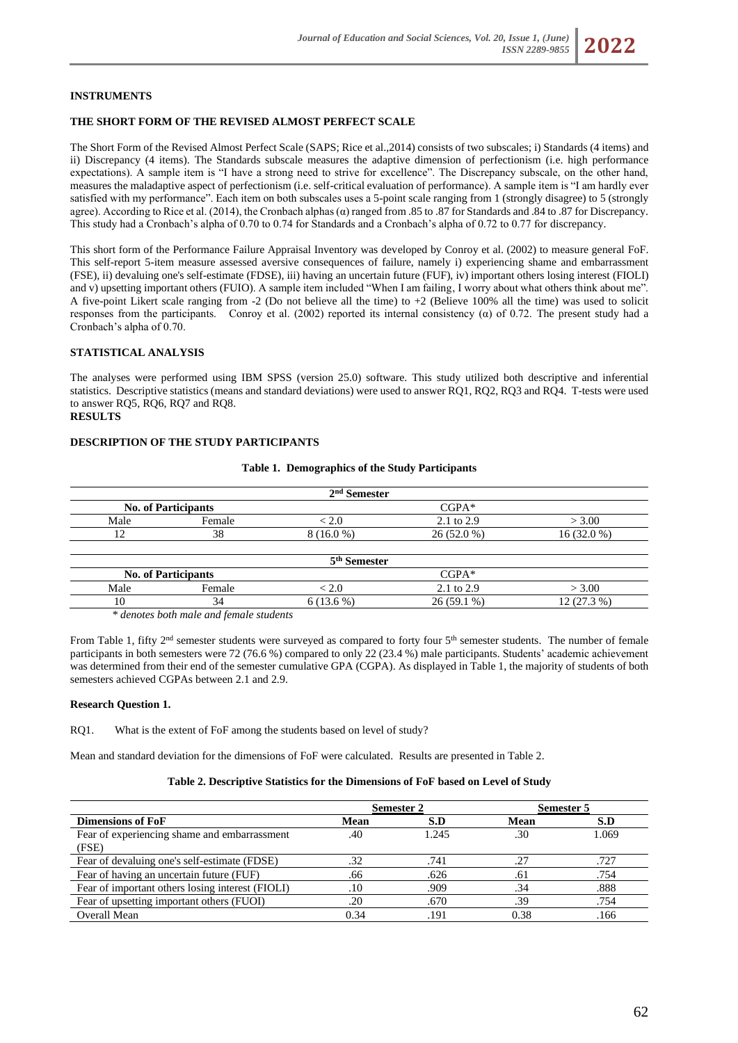### INSTRUMENTS

### THE SHORT FORM OF THE REVISED ALMOST PERFECT SCALE

The Short Form of the Revised Almost Perfect Scale (SAPS; Rice et al.,2014) consists of two subscales; i) Standards (4 items) and ii) Discrepancy (4 items). The Standards subscale measures the adaptive dimension of perfectionism (i.e. high performance expectations). A sample item is "I have a strong need to strive for excellence". The Discrepancy subscale, on the other hand, measures the maladaptive aspect of perfectionism (i.e. self-critical evaluation of performance). A sample item is "I am hardly ever satisfied with my performance". Each item on both subscales uses a 5-point scale ranging from 1 (strongly disagree) to 5 (strongly agree). According to Rice et al. (2014), the Cronbach alphas (α) ranged from .85 to .87 for Standards and .84 to .87 for Discrepancy. This study had a Cronbach's alpha of 0.70 to 0.74 for Standards and a Cronbach's alpha of 0.72 to 0.77 for discrepancy.

This short form of the Performance Failure Appraisal Inventory was developed by Conroy et al. (2002) to measure general FoF. This self-report 5-item measure assessed aversive consequences of failure, namely i) experiencing shame and embarrassment (FSE), ii) devaluing one's self-estimate (FDSE), iii) having an uncertain future (FUF), iv) important others losing interest (FIOLI) and v) upsetting important others (FUIO). A sample item included "When I am failing, I worry about what others think about me". A five-point Likert scale ranging from -2 (Do not believe all the time) to +2 (Believe 100% all the time) was used to solicit responses from the participants. Conroy et al. (2002) reported its internal consistency (α) of 0.72. The present study had a Cronbach's alpha of 0.70.

### STATISTICAL ANALYSIS

The analyses were performed using IBM SPSS (version 25.0) software. This study utilized both descriptive and inferential statistics. Descriptive statistics (means and standard deviations) were used to answer RQ1, RQ2, RQ3 and RQ4. T-tests were used to answer RQ5, RQ6, RQ7 and RQ8.

### RESULTS

### DESCRIPTION OF THE STUDY PARTICIPANTS

**Table 1. Demographics of the Study Participants**

| 2nd Semester | | | | |
|---|---|---|---|---|
| **No. of Participants** | | CGPA* | | |
| Male | Female | < 2.0 | 2.1 to 2.9 | > 3.00 |
| 12 | 38 | 8 (16.0 %) | 26 (52.0 %) | 16 (32.0 %) |
| **5th Semester** | | | | |
| **No. of Participants** | | CGPA* | | |
| Male | Female | < 2.0 | 2.1 to 2.9 | > 3.00 |
| 10 | 34 | 6 (13.6 %) | 26 (59.1 %) | 12 (27.3 %) |

*\* denotes both male and female students*

From Table 1, fifty 2nd semester students were surveyed as compared to forty four 5th semester students. The number of female participants in both semesters were 72 (76.6 %) compared to only 22 (23.4 %) male participants. Students' academic achievement was determined from their end of the semester cumulative GPA (CGPA). As displayed in Table 1, the majority of students of both semesters achieved CGPAs between 2.1 and 2.9.

**Research Question 1.**

RQ1. What is the extent of FoF among the students based on level of study?

Mean and standard deviation for the dimensions of FoF were calculated. Results are presented in Table 2.

**Table 2. Descriptive Statistics for the Dimensions of FoF based on Level of Study**

| | Semester 2 | | Semester 5 | |
|---|---|---|---|---|
| **Dimensions of FoF** | **Mean** | **S.D** | **Mean** | **S.D** |
| Fear of experiencing shame and embarrassment (FSE) | .40 | 1.245 | .30 | 1.069 |
| Fear of devaluing one's self-estimate (FDSE) | .32 | .741 | .27 | .727 |
| Fear of having an uncertain future (FUF) | .66 | .626 | .61 | .754 |
| Fear of important others losing interest (FIOLI) | .10 | .909 | .34 | .888 |
| Fear of upsetting important others (FUOI) | .20 | .670 | .39 | .754 |
| Overall Mean | 0.34 | .191 | 0.38 | .166 |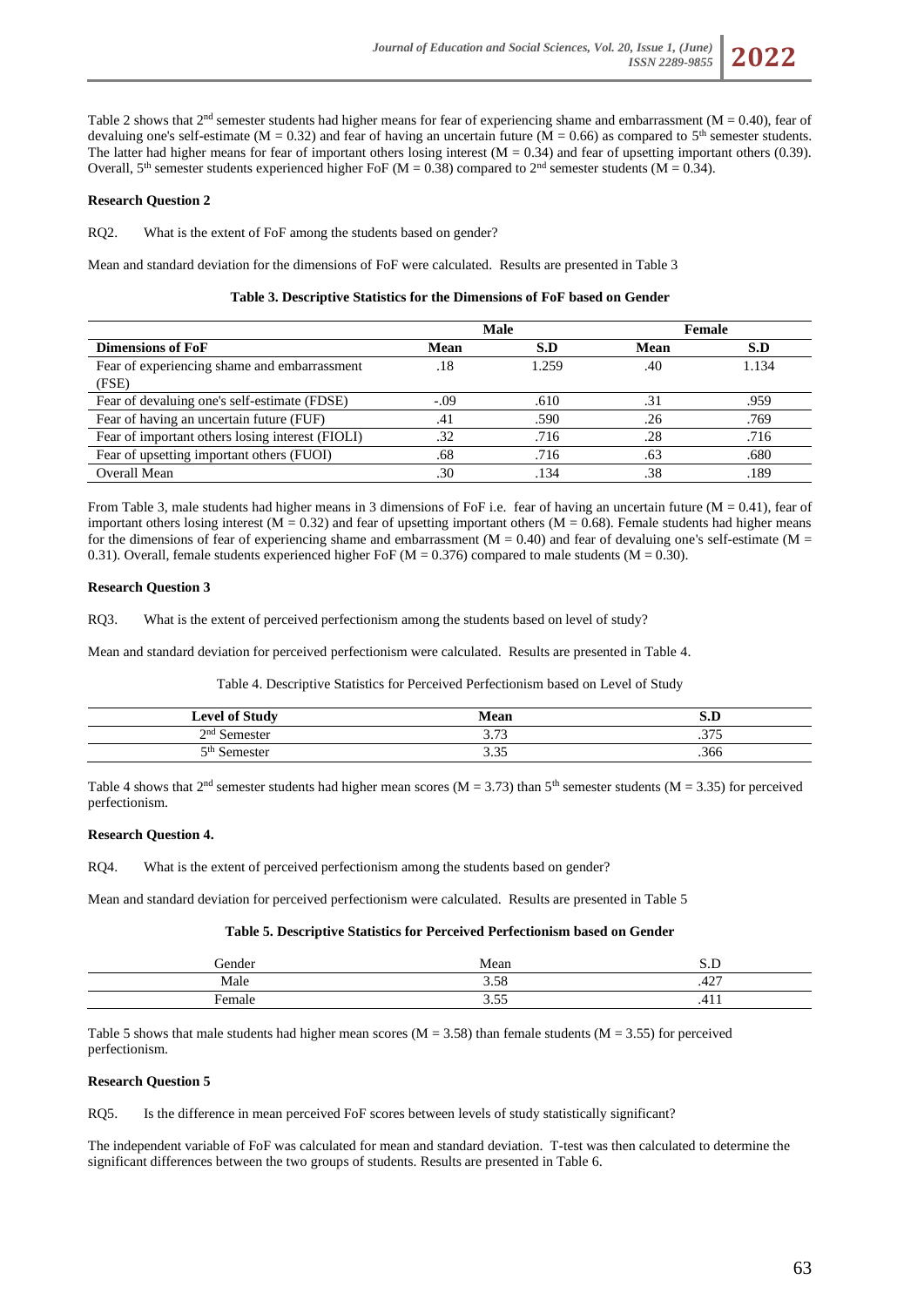Table 2 shows that 2nd semester students had higher means for fear of experiencing shame and embarrassment (M = 0.40), fear of devaluing one's self-estimate (M = 0.32) and fear of having an uncertain future (M = 0.66) as compared to 5th semester students. The latter had higher means for fear of important others losing interest (M = 0.34) and fear of upsetting important others (0.39). Overall, 5th semester students experienced higher FoF (M = 0.38) compared to 2nd semester students (M = 0.34).

**Research Question 2**

RQ2. What is the extent of FoF among the students based on gender?

Mean and standard deviation for the dimensions of FoF were calculated. Results are presented in Table 3

**Table 3. Descriptive Statistics for the Dimensions of FoF based on Gender**

| | Male | | Female | |
|---|---|---|---|---|
| **Dimensions of FoF** | **Mean** | **S.D** | **Mean** | **S.D** |
| Fear of experiencing shame and embarrassment (FSE) | .18 | 1.259 | .40 | 1.134 |
| Fear of devaluing one's self-estimate (FDSE) | -.09 | .610 | .31 | .959 |
| Fear of having an uncertain future (FUF) | .41 | .590 | .26 | .769 |
| Fear of important others losing interest (FIOLI) | .32 | .716 | .28 | .716 |
| Fear of upsetting important others (FUOI) | .68 | .716 | .63 | .680 |
| Overall Mean | .30 | .134 | .38 | .189 |

From Table 3, male students had higher means in 3 dimensions of FoF i.e. fear of having an uncertain future (M = 0.41), fear of important others losing interest (M = 0.32) and fear of upsetting important others (M = 0.68). Female students had higher means for the dimensions of fear of experiencing shame and embarrassment (M = 0.40) and fear of devaluing one's self-estimate (M = 0.31). Overall, female students experienced higher FoF (M = 0.376) compared to male students (M = 0.30).

**Research Question 3**

RQ3. What is the extent of perceived perfectionism among the students based on level of study?

Mean and standard deviation for perceived perfectionism were calculated. Results are presented in Table 4.

Table 4. Descriptive Statistics for Perceived Perfectionism based on Level of Study

| **Level of Study** | **Mean** | **S.D** |
|---|---|---|
| 2nd Semester | 3.73 | .375 |
| 5th Semester | 3.35 | .366 |

Table 4 shows that 2nd semester students had higher mean scores (M = 3.73) than 5th semester students (M = 3.35) for perceived perfectionism.

**Research Question 4.**

RQ4. What is the extent of perceived perfectionism among the students based on gender?

Mean and standard deviation for perceived perfectionism were calculated. Results are presented in Table 5

**Table 5. Descriptive Statistics for Perceived Perfectionism based on Gender**

| Gender | Mean | S.D |
|---|---|---|
| Male | 3.58 | .427 |
| Female | 3.55 | .411 |

Table 5 shows that male students had higher mean scores (M = 3.58) than female students (M = 3.55) for perceived perfectionism.

**Research Question 5**

RQ5. Is the difference in mean perceived FoF scores between levels of study statistically significant?

The independent variable of FoF was calculated for mean and standard deviation. T-test was then calculated to determine the significant differences between the two groups of students. Results are presented in Table 6.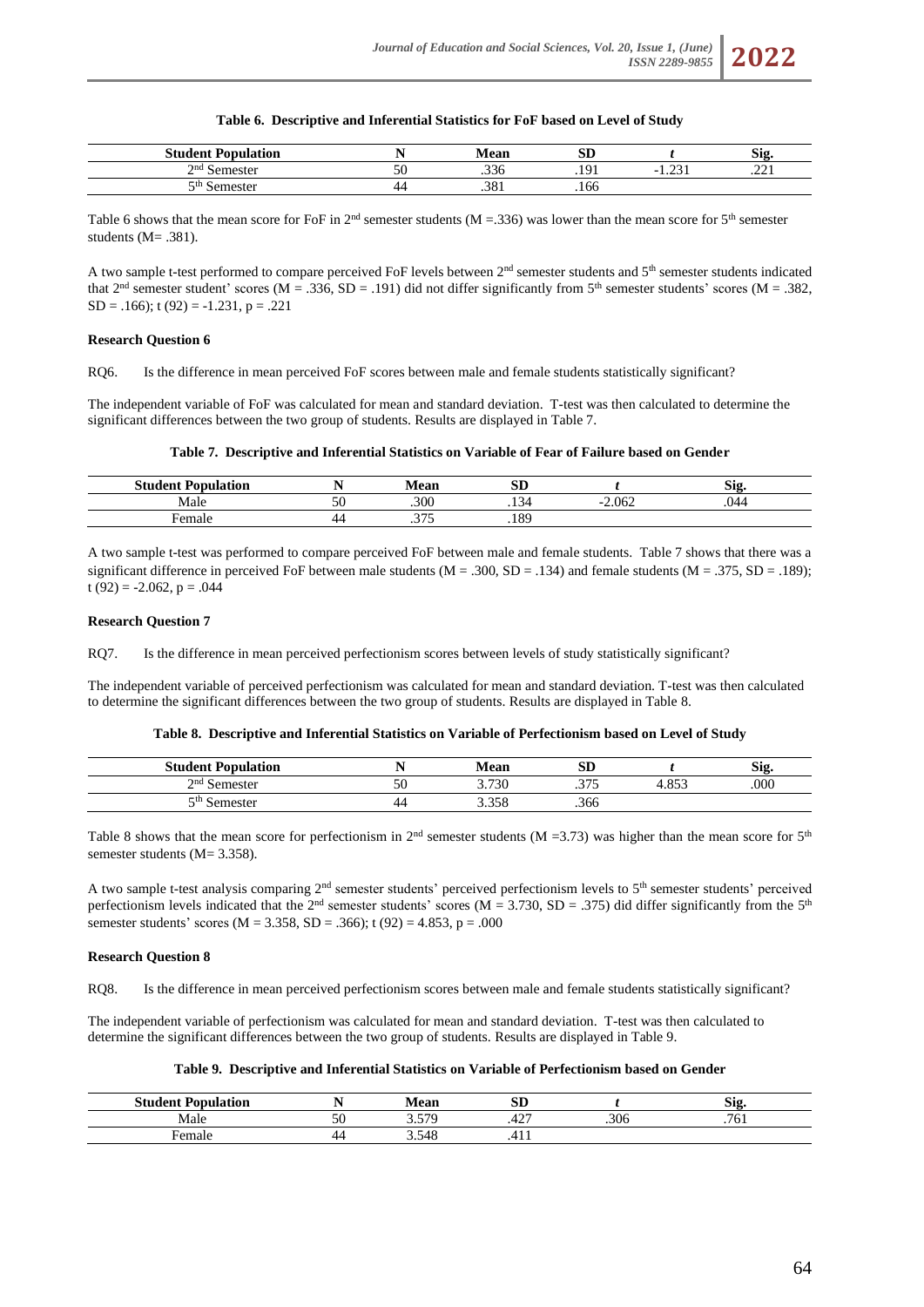**Table 6. Descriptive and Inferential Statistics for FoF based on Level of Study**

| Student Population | N | Mean | SD | *t* | Sig. |
|---|---|---|---|---|---|
| 2nd Semester | 50 | .336 | .191 | -1.231 | .221 |
| 5th Semester | 44 | .381 | .166 | | |

Table 6 shows that the mean score for FoF in 2nd semester students (M =.336) was lower than the mean score for 5th semester students (M= .381).

A two sample t-test performed to compare perceived FoF levels between 2nd semester students and 5th semester students indicated that 2nd semester student' scores (M = .336, SD = .191) did not differ significantly from 5th semester students' scores (M = .382, SD = .166); t (92) = -1.231, p = .221

**Research Question 6**

RQ6. Is the difference in mean perceived FoF scores between male and female students statistically significant?

The independent variable of FoF was calculated for mean and standard deviation. T-test was then calculated to determine the significant differences between the two group of students. Results are displayed in Table 7.

**Table 7. Descriptive and Inferential Statistics on Variable of Fear of Failure based on Gender**

| Student Population | N | Mean | SD | *t* | Sig. |
|---|---|---|---|---|---|
| Male | 50 | .300 | .134 | -2.062 | .044 |
| Female | 44 | .375 | .189 | | |

A two sample t-test was performed to compare perceived FoF between male and female students. Table 7 shows that there was a significant difference in perceived FoF between male students (M = .300, SD = .134) and female students (M = .375, SD = .189); t (92) = -2.062, p = .044

**Research Question 7**

RQ7. Is the difference in mean perceived perfectionism scores between levels of study statistically significant?

The independent variable of perceived perfectionism was calculated for mean and standard deviation. T-test was then calculated to determine the significant differences between the two group of students. Results are displayed in Table 8.

**Table 8. Descriptive and Inferential Statistics on Variable of Perfectionism based on Level of Study**

| Student Population | N | Mean | SD | *t* | Sig. |
|---|---|---|---|---|---|
| 2nd Semester | 50 | 3.730 | .375 | 4.853 | .000 |
| 5th Semester | 44 | 3.358 | .366 | | |

Table 8 shows that the mean score for perfectionism in 2nd semester students (M =3.73) was higher than the mean score for 5th semester students (M= 3.358).

A two sample t-test analysis comparing 2nd semester students' perceived perfectionism levels to 5th semester students' perceived perfectionism levels indicated that the 2nd semester students' scores (M = 3.730, SD = .375) did differ significantly from the 5th semester students' scores (M = 3.358, SD = .366); t (92) = 4.853, p = .000

**Research Question 8**

RQ8. Is the difference in mean perceived perfectionism scores between male and female students statistically significant?

The independent variable of perfectionism was calculated for mean and standard deviation. T-test was then calculated to determine the significant differences between the two group of students. Results are displayed in Table 9.

**Table 9. Descriptive and Inferential Statistics on Variable of Perfectionism based on Gender**

| Student Population | N | Mean | SD | *t* | Sig. |
|---|---|---|---|---|---|
| Male | 50 | 3.579 | .427 | .306 | .761 |
| Female | 44 | 3.548 | .411 | | |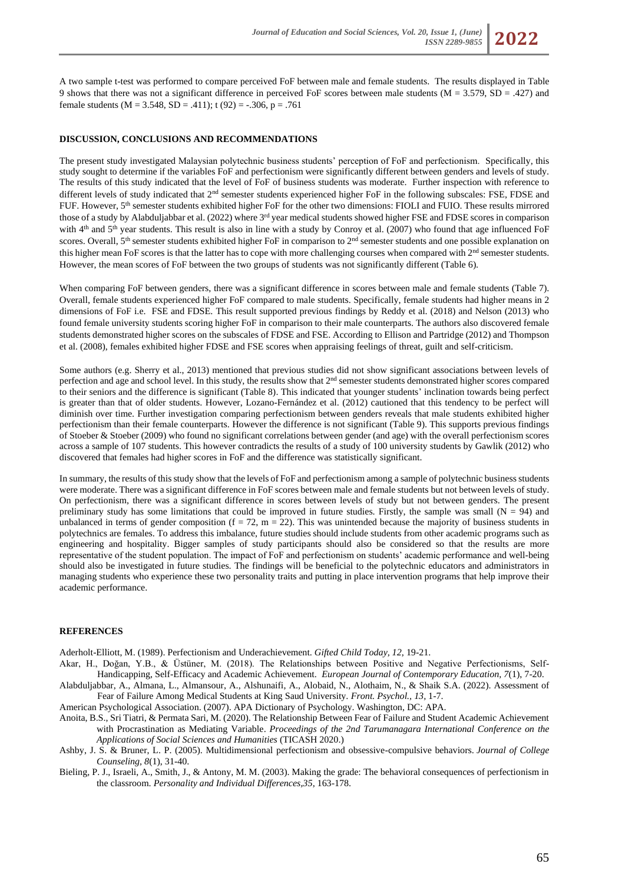A two sample t-test was performed to compare perceived FoF between male and female students. The results displayed in Table 9 shows that there was not a significant difference in perceived FoF scores between male students (M = 3.579, SD = .427) and female students (M = 3.548, SD = .411); t (92) = -.306, p = .761

## DISCUSSION, CONCLUSIONS AND RECOMMENDATIONS

The present study investigated Malaysian polytechnic business students' perception of FoF and perfectionism. Specifically, this study sought to determine if the variables FoF and perfectionism were significantly different between genders and levels of study. The results of this study indicated that the level of FoF of business students was moderate. Further inspection with reference to different levels of study indicated that 2nd semester students experienced higher FoF in the following subscales: FSE, FDSE and FUF. However, 5th semester students exhibited higher FoF for the other two dimensions: FIOLI and FUIO. These results mirrored those of a study by Alabduljabbar et al. (2022) where 3rd year medical students showed higher FSE and FDSE scores in comparison with 4th and 5th year students. This result is also in line with a study by Conroy et al. (2007) who found that age influenced FoF scores. Overall, 5th semester students exhibited higher FoF in comparison to 2nd semester students and one possible explanation on this higher mean FoF scores is that the latter has to cope with more challenging courses when compared with 2nd semester students. However, the mean scores of FoF between the two groups of students was not significantly different (Table 6).

When comparing FoF between genders, there was a significant difference in scores between male and female students (Table 7). Overall, female students experienced higher FoF compared to male students. Specifically, female students had higher means in 2 dimensions of FoF i.e. FSE and FDSE. This result supported previous findings by Reddy et al. (2018) and Nelson (2013) who found female university students scoring higher FoF in comparison to their male counterparts. The authors also discovered female students demonstrated higher scores on the subscales of FDSE and FSE. According to Ellison and Partridge (2012) and Thompson et al. (2008), females exhibited higher FDSE and FSE scores when appraising feelings of threat, guilt and self-criticism.

Some authors (e.g. Sherry et al., 2013) mentioned that previous studies did not show significant associations between levels of perfection and age and school level. In this study, the results show that 2nd semester students demonstrated higher scores compared to their seniors and the difference is significant (Table 8). This indicated that younger students' inclination towards being perfect is greater than that of older students. However, Lozano-Fernández et al. (2012) cautioned that this tendency to be perfect will diminish over time. Further investigation comparing perfectionism between genders reveals that male students exhibited higher perfectionism than their female counterparts. However the difference is not significant (Table 9). This supports previous findings of Stoeber & Stoeber (2009) who found no significant correlations between gender (and age) with the overall perfectionism scores across a sample of 107 students. This however contradicts the results of a study of 100 university students by Gawlik (2012) who discovered that females had higher scores in FoF and the difference was statistically significant.

In summary, the results of this study show that the levels of FoF and perfectionism among a sample of polytechnic business students were moderate. There was a significant difference in FoF scores between male and female students but not between levels of study. On perfectionism, there was a significant difference in scores between levels of study but not between genders. The present preliminary study has some limitations that could be improved in future studies. Firstly, the sample was small (N = 94) and unbalanced in terms of gender composition (f = 72, m = 22). This was unintended because the majority of business students in polytechnics are females. To address this imbalance, future studies should include students from other academic programs such as engineering and hospitality. Bigger samples of study participants should also be considered so that the results are more representative of the student population. The impact of FoF and perfectionism on students' academic performance and well-being should also be investigated in future studies. The findings will be beneficial to the polytechnic educators and administrators in managing students who experience these two personality traits and putting in place intervention programs that help improve their academic performance.

## REFERENCES

Aderholt-Elliott, M. (1989). Perfectionism and Underachievement. *Gifted Child Today, 12*, 19-21.

Akar, H., Doğan, Y.B., & Üstüner, M. (2018). The Relationships between Positive and Negative Perfectionisms, Self-Handicapping, Self-Efficacy and Academic Achievement. *European Journal of Contemporary Education, 7*(1), 7-20.

Alabduljabbar, A., Almana, L., Almansour, A., Alshunaifi, A., Alobaid, N., Alothaim, N., & Shaik S.A. (2022). Assessment of Fear of Failure Among Medical Students at King Saud University. *Front. Psychol., 13*, 1-7.

American Psychological Association. (2007). APA Dictionary of Psychology. Washington, DC: APA.

Anoita, B.S., Sri Tiatri, & Permata Sari, M. (2020). The Relationship Between Fear of Failure and Student Academic Achievement with Procrastination as Mediating Variable. *Proceedings of the 2nd Tarumanagara International Conference on the Applications of Social Sciences and Humanities* (TICASH 2020.)

Ashby, J. S. & Bruner, L. P. (2005). Multidimensional perfectionism and obsessive-compulsive behaviors. *Journal of College Counseling, 8*(1), 31-40.

Bieling, P. J., Israeli, A., Smith, J., & Antony, M. M. (2003). Making the grade: The behavioral consequences of perfectionism in the classroom. *Personality and Individual Differences,35*, 163-178.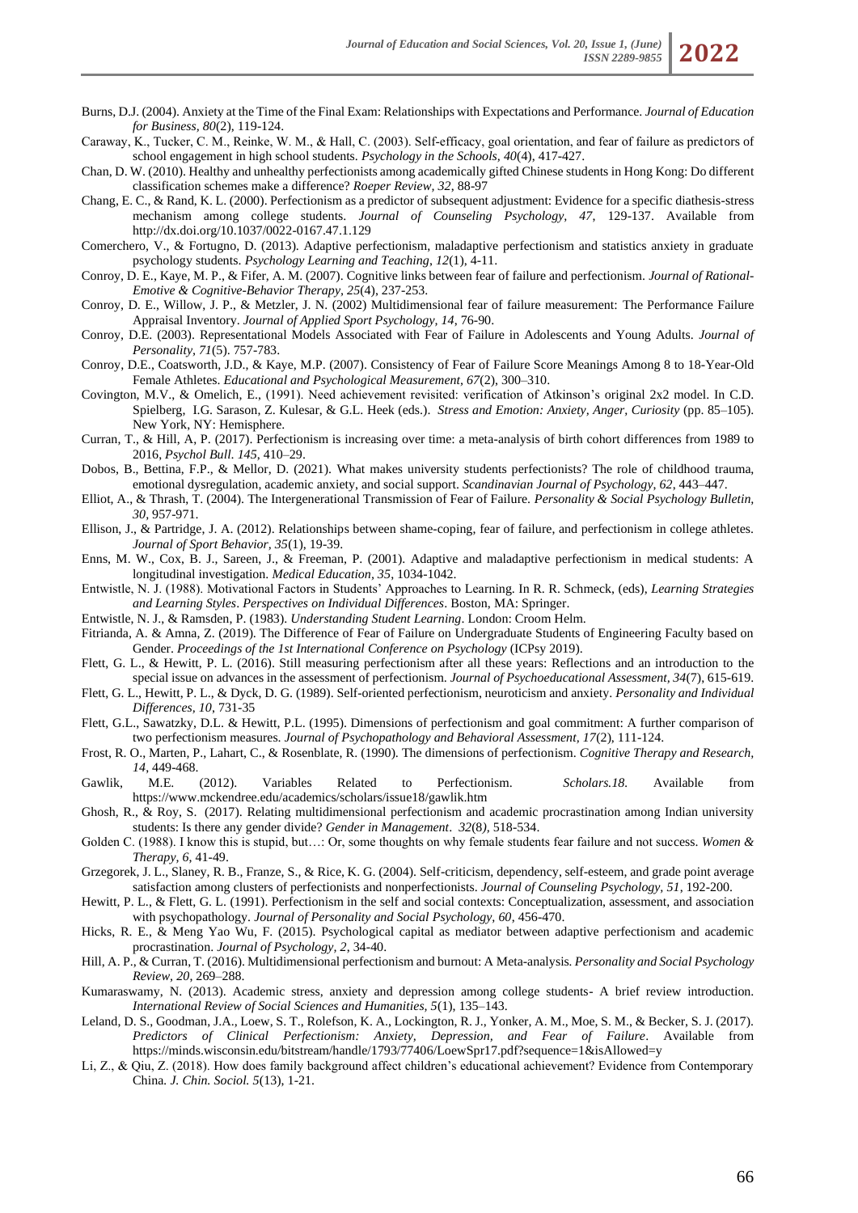Burns, D.J. (2004). Anxiety at the Time of the Final Exam: Relationships with Expectations and Performance. *Journal of Education for Business, 80*(2), 119-124.

Caraway, K., Tucker, C. M., Reinke, W. M., & Hall, C. (2003). Self-efficacy, goal orientation, and fear of failure as predictors of school engagement in high school students. *Psychology in the Schools, 40*(4), 417-427.

Chan, D. W. (2010). Healthy and unhealthy perfectionists among academically gifted Chinese students in Hong Kong: Do different classification schemes make a difference? *Roeper Review, 32*, 88-97

Chang, E. C., & Rand, K. L. (2000). Perfectionism as a predictor of subsequent adjustment: Evidence for a specific diathesis-stress mechanism among college students. *Journal of Counseling Psychology, 47*, 129-137. Available from http://dx.doi.org/10.1037/0022-0167.47.1.129

Comerchero, V., & Fortugno, D. (2013). Adaptive perfectionism, maladaptive perfectionism and statistics anxiety in graduate psychology students. *Psychology Learning and Teaching, 12*(1), 4-11.

Conroy, D. E., Kaye, M. P., & Fifer, A. M. (2007). Cognitive links between fear of failure and perfectionism. *Journal of Rational-Emotive & Cognitive-Behavior Therapy, 25*(4), 237-253.

Conroy, D. E., Willow, J. P., & Metzler, J. N. (2002) Multidimensional fear of failure measurement: The Performance Failure Appraisal Inventory. *Journal of Applied Sport Psychology, 14*, 76-90.

Conroy, D.E. (2003). Representational Models Associated with Fear of Failure in Adolescents and Young Adults. *Journal of Personality, 71*(5). 757-783.

Conroy, D.E., Coatsworth, J.D., & Kaye, M.P. (2007). Consistency of Fear of Failure Score Meanings Among 8 to 18-Year-Old Female Athletes. *Educational and Psychological Measurement, 67*(2), 300–310.

Covington, M.V., & Omelich, E., (1991). Need achievement revisited: verification of Atkinson's original 2x2 model. In C.D. Spielberg, I.G. Sarason, Z. Kulesar, & G.L. Heek (eds.). *Stress and Emotion: Anxiety, Anger, Curiosity* (pp. 85–105). New York, NY: Hemisphere.

Curran, T., & Hill, A, P. (2017). Perfectionism is increasing over time: a meta-analysis of birth cohort differences from 1989 to 2016, *Psychol Bull. 145*, 410–29.

Dobos, B., Bettina, F.P., & Mellor, D. (2021). What makes university students perfectionists? The role of childhood trauma, emotional dysregulation, academic anxiety, and social support. *Scandinavian Journal of Psychology, 62*, 443–447.

Elliot, A., & Thrash, T. (2004). The Intergenerational Transmission of Fear of Failure. *Personality & Social Psychology Bulletin, 30*, 957-971.

Ellison, J., & Partridge, J. A. (2012). Relationships between shame-coping, fear of failure, and perfectionism in college athletes. *Journal of Sport Behavior, 35*(1), 19-39.

Enns, M. W., Cox, B. J., Sareen, J., & Freeman, P. (2001). Adaptive and maladaptive perfectionism in medical students: A longitudinal investigation. *Medical Education, 35*, 1034-1042.

Entwistle, N. J. (1988). Motivational Factors in Students' Approaches to Learning. In R. R. Schmeck, (eds), *Learning Strategies and Learning Styles*. *Perspectives on Individual Differences*. Boston, MA: Springer.

Entwistle, N. J., & Ramsden, P. (1983). *Understanding Student Learning*. London: Croom Helm.

Fitrianda, A. & Amna, Z. (2019). The Difference of Fear of Failure on Undergraduate Students of Engineering Faculty based on Gender. *Proceedings of the 1st International Conference on Psychology* (ICPsy 2019).

Flett, G. L., & Hewitt, P. L. (2016). Still measuring perfectionism after all these years: Reflections and an introduction to the special issue on advances in the assessment of perfectionism. *Journal of Psychoeducational Assessment, 34*(7), 615-619.

Flett, G. L., Hewitt, P. L., & Dyck, D. G. (1989). Self-oriented perfectionism, neuroticism and anxiety. *Personality and Individual Differences, 10*, 731-35

Flett, G.L., Sawatzky, D.L. & Hewitt, P.L. (1995). Dimensions of perfectionism and goal commitment: A further comparison of two perfectionism measures. *Journal of Psychopathology and Behavioral Assessment, 17*(2), 111-124.

Frost, R. O., Marten, P., Lahart, C., & Rosenblate, R. (1990). The dimensions of perfectionism. *Cognitive Therapy and Research, 14*, 449-468.

Gawlik, M.E. (2012). Variables Related to Perfectionism. *Scholars.18*. Available from https://www.mckendree.edu/academics/scholars/issue18/gawlik.htm

Ghosh, R., & Roy, S. (2017). Relating multidimensional perfectionism and academic procrastination among Indian university students: Is there any gender divide? *Gender in Management*. *32*(8), 518-534.

Golden C. (1988). I know this is stupid, but…: Or, some thoughts on why female students fear failure and not success. *Women & Therapy, 6*, 41-49.

Grzegorek, J. L., Slaney, R. B., Franze, S., & Rice, K. G. (2004). Self-criticism, dependency, self-esteem, and grade point average satisfaction among clusters of perfectionists and nonperfectionists. *Journal of Counseling Psychology, 51*, 192-200.

Hewitt, P. L., & Flett, G. L. (1991). Perfectionism in the self and social contexts: Conceptualization, assessment, and association with psychopathology. *Journal of Personality and Social Psychology, 60*, 456-470.

Hicks, R. E., & Meng Yao Wu, F. (2015). Psychological capital as mediator between adaptive perfectionism and academic procrastination. *Journal of Psychology, 2*, 34-40.

Hill, A. P., & Curran, T. (2016). Multidimensional perfectionism and burnout: A Meta-analysis. *Personality and Social Psychology Review, 20*, 269–288.

Kumaraswamy, N. (2013). Academic stress, anxiety and depression among college students- A brief review introduction. *International Review of Social Sciences and Humanities, 5*(1), 135–143.

Leland, D. S., Goodman, J.A., Loew, S. T., Rolefson, K. A., Lockington, R. J., Yonker, A. M., Moe, S. M., & Becker, S. J. (2017). *Predictors of Clinical Perfectionism: Anxiety, Depression, and Fear of Failure*. Available from https://minds.wisconsin.edu/bitstream/handle/1793/77406/LoewSpr17.pdf?sequence=1&isAllowed=y

Li, Z., & Qiu, Z. (2018). How does family background affect children's educational achievement? Evidence from Contemporary China. *J. Chin. Sociol. 5*(13), 1-21.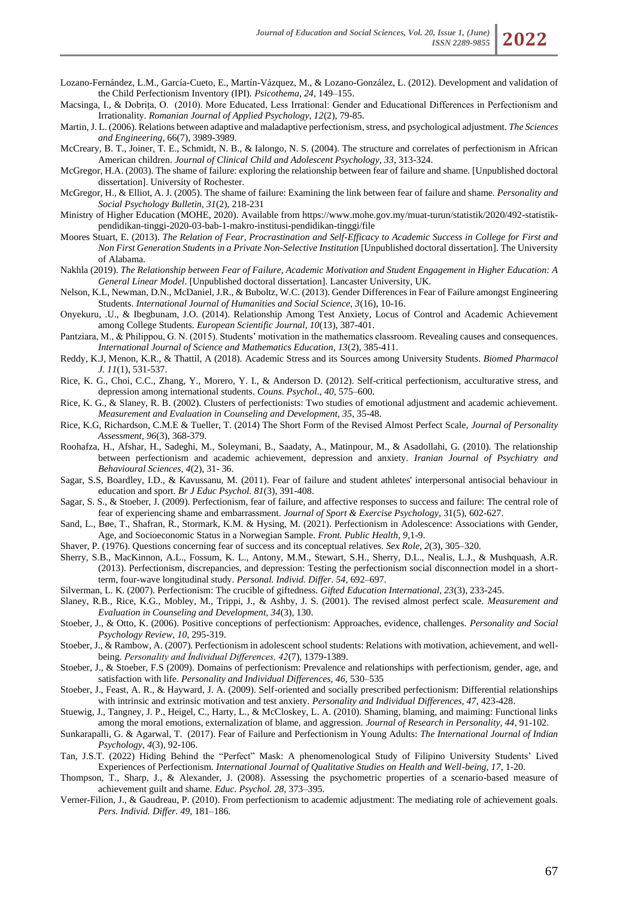Lozano-Fernández, L.M., García-Cueto, E., Martín-Vázquez, M., & Lozano-González, L. (2012). Development and validation of the Child Perfectionism Inventory (IPI). *Psicothema, 24*, 149–155.

Macsinga, I., & Dobrița, O. (2010). More Educated, Less Irrational: Gender and Educational Differences in Perfectionism and Irrationality. *Romanian Journal of Applied Psychology, 12*(2), 79-85.

Martin, J. L. (2006). Relations between adaptive and maladaptive perfectionism, stress, and psychological adjustment. *The Sciences and Engineering*, 66(7), 3989-3989.

McCreary, B. T., Joiner, T. E., Schmidt, N. B., & Ialongo, N. S. (2004). The structure and correlates of perfectionism in African American children. *Journal of Clinical Child and Adolescent Psychology, 33*, 313-324.

McGregor, H.A. (2003). The shame of failure: exploring the relationship between fear of failure and shame. [Unpublished doctoral dissertation]. University of Rochester.

McGregor, H., & Elliot, A. J. (2005). The shame of failure: Examining the link between fear of failure and shame. *Personality and Social Psychology Bulletin, 31*(2), 218-231

Ministry of Higher Education (MOHE, 2020). Available from https://www.mohe.gov.my/muat-turun/statistik/2020/492-statistik-pendidikan-tinggi-2020-03-bab-1-makro-institusi-pendidikan-tinggi/file

Moores Stuart, E. (2013). *The Relation of Fear, Procrastination and Self-Efficacy to Academic Success in College for First and Non First Generation Students in a Private Non-Selective Institution* [Unpublished doctoral dissertation]. The University of Alabama.

Nakhla (2019). *The Relationship between Fear of Failure, Academic Motivation and Student Engagement in Higher Education: A General Linear Model*. [Unpublished doctoral dissertation]. Lancaster University, UK.

Nelson, K.L, Newman, D.N., McDaniel, J.R., & Buboltz, W.C. (2013). Gender Differences in Fear of Failure amongst Engineering Students. *International Journal of Humanities and Social Science, 3*(16), 10-16.

Onyekuru, .U., & Ibegbunam, J.O. (2014). Relationship Among Test Anxiety, Locus of Control and Academic Achievement among College Students. *European Scientific Journal, 10*(13), 387-401.

Pantziara, M., & Philippou, G. N. (2015). Students' motivation in the mathematics classroom. Revealing causes and consequences. *International Journal of Science and Mathematics Education, 13*(2), 385-411.

Reddy, K.J, Menon, K.R., & Thattil, A (2018). Academic Stress and its Sources among University Students. *Biomed Pharmacol J. 11*(1), 531-537.

Rice, K. G., Choi, C.C., Zhang, Y., Morero, Y. I., & Anderson D. (2012). Self-critical perfectionism, acculturative stress, and depression among international students. *Couns. Psychol., 40*, 575–600.

Rice, K. G., & Slaney, R. B. (2002). Clusters of perfectionists: Two studies of emotional adjustment and academic achievement. *Measurement and Evaluation in Counseling and Development, 35*, 35-48.

Rice, K.G, Richardson, C.M.E & Tueller, T. (2014) The Short Form of the Revised Almost Perfect Scale, *Journal of Personality Assessment, 96*(3), 368-379.

Roohafza, H., Afshar, H., Sadeghi, M., Soleymani, B., Saadaty, A., Matinpour, M., & Asadollahi, G. (2010). The relationship between perfectionism and academic achievement, depression and anxiety. *Iranian Journal of Psychiatry and Behavioural Sciences, 4*(2), 31- 36.

Sagar, S.S, Boardley, I.D., & Kavussanu, M. (2011). Fear of failure and student athletes' interpersonal antisocial behaviour in education and sport. *Br J Educ Psychol. 81*(3), 391-408.

Sagar, S. S., & Stoeber, J. (2009). Perfectionism, fear of failure, and affective responses to success and failure: The central role of fear of experiencing shame and embarrassment. *Journal of Sport & Exercise Psychology*, 31(5), 602-627.

Sand, L., Bøe, T., Shafran, R., Stormark, K.M. & Hysing, M. (2021). Perfectionism in Adolescence: Associations with Gender, Age, and Socioeconomic Status in a Norwegian Sample. *Front. Public Health, 9*,1-9.

Shaver, P. (1976). Questions concerning fear of success and its conceptual relatives. *Sex Role, 2*(3), 305–320.

Sherry, S.B., MacKinnon, A.L., Fossum, K. L., Antony, M.M., Stewart, S.H., Sherry, D.L., Nealis, L.J., & Mushquash, A.R. (2013). Perfectionism, discrepancies, and depression: Testing the perfectionism social disconnection model in a short-term, four-wave longitudinal study. *Personal. Individ. Differ. 54*, 692–697.

Silverman, L. K. (2007). Perfectionism: The crucible of giftedness. *Gifted Education International, 23*(3), 233-245.

Slaney, R.B., Rice, K.G., Mobley, M., Trippi, J., & Ashby, J. S. (2001). The revised almost perfect scale. *Measurement and Evaluation in Counseling and Development, 34*(3), 130.

Stoeber, J., & Otto, K. (2006). Positive conceptions of perfectionism: Approaches, evidence, challenges. *Personality and Social Psychology Review, 10*, 295-319.

Stoeber, J., & Rambow, A. (2007). Perfectionism in adolescent school students: Relations with motivation, achievement, and well-being. *Personality and İndividual Differences, 42*(7), 1379-1389.

Stoeber, J., & Stoeber, F.S (2009). Domains of perfectionism: Prevalence and relationships with perfectionism, gender, age, and satisfaction with life. *Personality and Individual Differences, 46*, 530–535

Stoeber, J., Feast, A. R., & Hayward, J. A. (2009). Self-oriented and socially prescribed perfectionism: Differential relationships with intrinsic and extrinsic motivation and test anxiety. *Personality and Individual Differences, 47*, 423-428.

Stuewig, J., Tangney, J. P., Heigel, C., Harty, L., & McCloskey, L. A. (2010). Shaming, blaming, and maiming: Functional links among the moral emotions, externalization of blame, and aggression. *Journal of Research in Personality, 44*, 91-102.

Sunkarapalli, G. & Agarwal, T. (2017). Fear of Failure and Perfectionism in Young Adults: *The International Journal of Indian Psychology, 4*(3), 92-106.

Tan, J.S.T. (2022) Hiding Behind the "Perfect" Mask: A phenomenological Study of Filipino University Students' Lived Experiences of Perfectionism. *International Journal of Qualitative Studies on Health and Well-being, 17*, 1-20.

Thompson, T., Sharp, J., & Alexander, J. (2008). Assessing the psychometric properties of a scenario-based measure of achievement guilt and shame. *Educ. Psychol. 28*, 373–395.

Verner-Filion, J., & Gaudreau, P. (2010). From perfectionism to academic adjustment: The mediating role of achievement goals. *Pers. Individ. Differ. 49*, 181–186.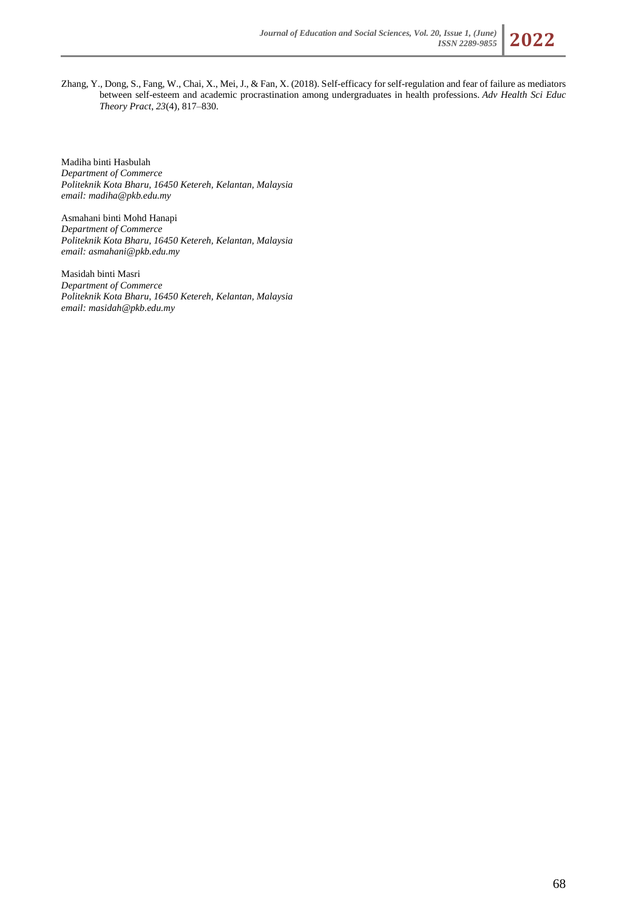Zhang, Y., Dong, S., Fang, W., Chai, X., Mei, J., & Fan, X. (2018). Self-efficacy for self-regulation and fear of failure as mediators between self-esteem and academic procrastination among undergraduates in health professions. *Adv Health Sci Educ Theory Pract*, *23*(4), 817–830.

Madiha binti Hasbulah
*Department of Commerce*
*Politeknik Kota Bharu, 16450 Ketereh, Kelantan, Malaysia*
*email: madiha@pkb.edu.my*

Asmahani binti Mohd Hanapi
*Department of Commerce*
*Politeknik Kota Bharu, 16450 Ketereh, Kelantan, Malaysia*
*email: asmahani@pkb.edu.my*

Masidah binti Masri
*Department of Commerce*
*Politeknik Kota Bharu, 16450 Ketereh, Kelantan, Malaysia*
*email: masidah@pkb.edu.my*